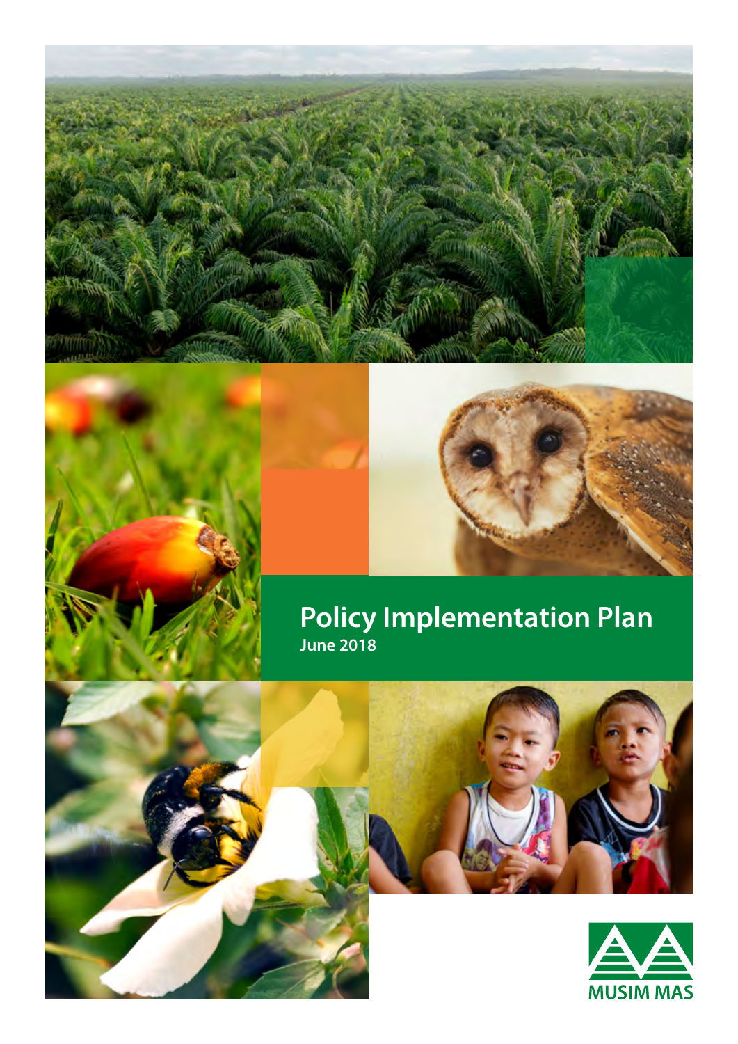# Policy Implementation Plan

**June 2018**

MUSIM MAS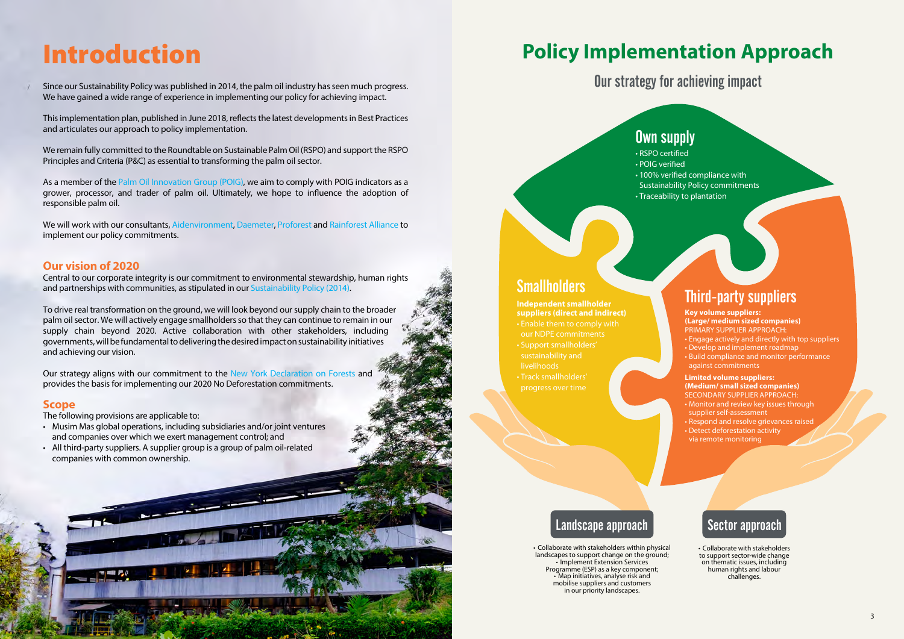# Introduction

Since our Sustainability Policy was published in 2014, the palm oil industry has seen much progress. We have gained a wide range of experience in implementing our policy for achieving impact.

This implementation plan, published in June 2018, reflects the latest developments in Best Practices and articulates our approach to policy implementation.

We remain fully committed to the Roundtable on Sustainable Palm Oil (RSPO) and support the RSPO Principles and Criteria (P&C) as essential to transforming the palm oil sector.

As a member of the Palm Oil Innovation Group (POIG), we aim to comply with POIG indicators as a grower, processor, and trader of palm oil. Ultimately, we hope to influence the adoption of responsible palm oil.

We will work with our consultants, Aidenvironment, Daemeter, Proforest and Rainforest Alliance to implement our policy commitments.

## Our vision of 2020

Central to our corporate integrity is our commitment to environmental stewardship, human rights and partnerships with communities, as stipulated in our Sustainability Policy (2014).

To drive real transformation on the ground, we will look beyond our supply chain to the broader palm oil sector. We will actively engage smallholders so that they can continue to remain in our supply chain beyond 2020. Active collaboration with other stakeholders, including governments, will be fundamental to delivering the desired impact on sustainability initiatives and achieving our vision.

Our strategy aligns with our commitment to the New York Declaration on Forests and provides the basis for implementing our 2020 No Deforestation commitments.

## Scope

The following provisions are applicable to:

- Musim Mas global operations, including subsidiaries and/or joint ventures and companies over which we exert management control; and
- All third-party suppliers. A supplier group is a group of palm oil-related companies with common ownership.

# Policy Implementation Approach

## Our strategy for achieving impact

### Own supply

- RSPO certified
- POIG verified
- 100% verified compliance with Sustainability Policy commitments
- Traceability to plantation

### Smallholders

**Independent smallholder suppliers (direct and indirect)**

- Enable them to comply with our NDPE commitments
- Support smallholders' sustainability and livelihoods
- Track smallholders' progress over time

### Third-party suppliers

**Key volume suppliers: (Large/ medium sized companies)**

PRIMARY SUPPLIER APPROACH:

- Engage actively and directly with top suppliers
- Develop and implement roadmap
- Build compliance and monitor performance against commitments

**Limited volume suppliers: (Medium/ small sized companies)**

SECONDARY SUPPLIER APPROACH:

- Monitor and review key issues through supplier self-assessment
- Respond and resolve grievances raised
- Detect deforestation activity via remote monitoring

### Landscape approach

- Collaborate with stakeholders within physical landscapes to support change on the ground;
- Implement Extension Services Programme (ESP) as a key component;
- Map initiatives, analyse risk and mobilise suppliers and customers in our priority landscapes.

### Sector approach

- Collaborate with stakeholders to support sector-wide change on thematic issues, including human rights and labour challenges.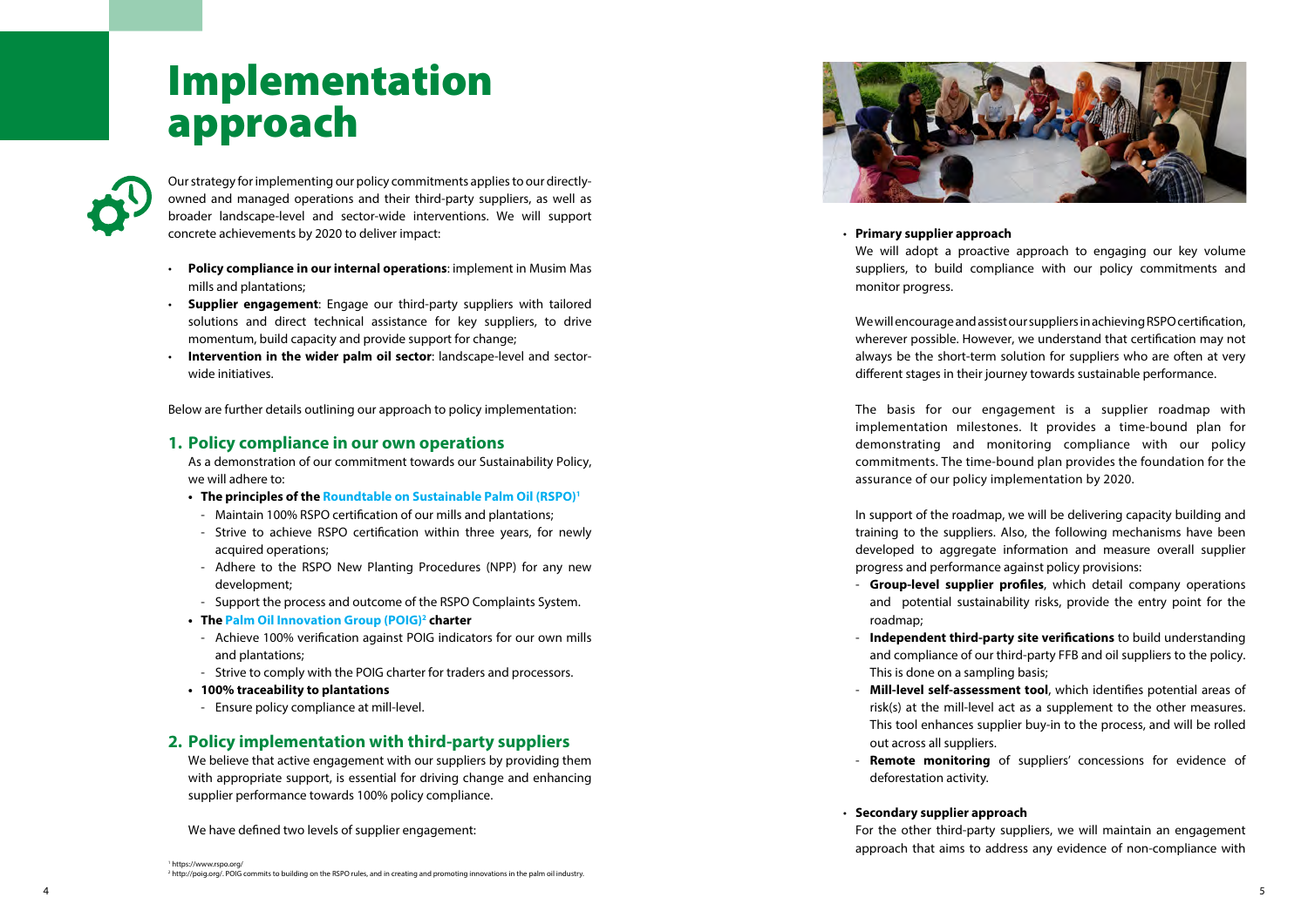# Implementation approach

Our strategy for implementing our policy commitments applies to our directly-owned and managed operations and their third-party suppliers, as well as broader landscape-level and sector-wide interventions. We will support concrete achievements by 2020 to deliver impact:

- **Policy compliance in our internal operations**: implement in Musim Mas mills and plantations;
- **Supplier engagement**: Engage our third-party suppliers with tailored solutions and direct technical assistance for key suppliers, to drive momentum, build capacity and provide support for change;
- **Intervention in the wider palm oil sector**: landscape-level and sector-wide initiatives.

Below are further details outlining our approach to policy implementation:

## 1. Policy compliance in our own operations

As a demonstration of our commitment towards our Sustainability Policy, we will adhere to:

- **The principles of the Roundtable on Sustainable Palm Oil (RSPO)**[1]
  - Maintain 100% RSPO certification of our mills and plantations;
  - Strive to achieve RSPO certification within three years, for newly acquired operations;
  - Adhere to the RSPO New Planting Procedures (NPP) for any new development;
  - Support the process and outcome of the RSPO Complaints System.
- **The Palm Oil Innovation Group (POIG)**[2] **charter**
  - Achieve 100% verification against POIG indicators for our own mills and plantations;
  - Strive to comply with the POIG charter for traders and processors.
- **100% traceability to plantations**
  - Ensure policy compliance at mill-level.

## 2. Policy implementation with third-party suppliers

We believe that active engagement with our suppliers by providing them with appropriate support, is essential for driving change and enhancing supplier performance towards 100% policy compliance.

We have defined two levels of supplier engagement:

- **Primary supplier approach**

  We will adopt a proactive approach to engaging our key volume suppliers, to build compliance with our policy commitments and monitor progress.

  We will encourage and assist our suppliers in achieving RSPO certification, wherever possible. However, we understand that certification may not always be the short-term solution for suppliers who are often at very different stages in their journey towards sustainable performance.

  The basis for our engagement is a supplier roadmap with implementation milestones. It provides a time-bound plan for demonstrating and monitoring compliance with our policy commitments. The time-bound plan provides the foundation for the assurance of our policy implementation by 2020.

  In support of the roadmap, we will be delivering capacity building and training to the suppliers. Also, the following mechanisms have been developed to aggregate information and measure overall supplier progress and performance against policy provisions:

  - **Group-level supplier profiles**, which detail company operations and potential sustainability risks, provide the entry point for the roadmap;
  - **Independent third-party site verifications** to build understanding and compliance of our third-party FFB and oil suppliers to the policy. This is done on a sampling basis;
  - **Mill-level self-assessment tool**, which identifies potential areas of risk(s) at the mill-level act as a supplement to the other measures. This tool enhances supplier buy-in to the process, and will be rolled out across all suppliers.
  - **Remote monitoring** of suppliers' concessions for evidence of deforestation activity.

- **Secondary supplier approach**

  For the other third-party suppliers, we will maintain an engagement approach that aims to address any evidence of non-compliance with

[1] https://www.rspo.org/

[2] http://poig.org/. POIG commits to building on the RSPO rules, and in creating and promoting innovations in the palm oil industry.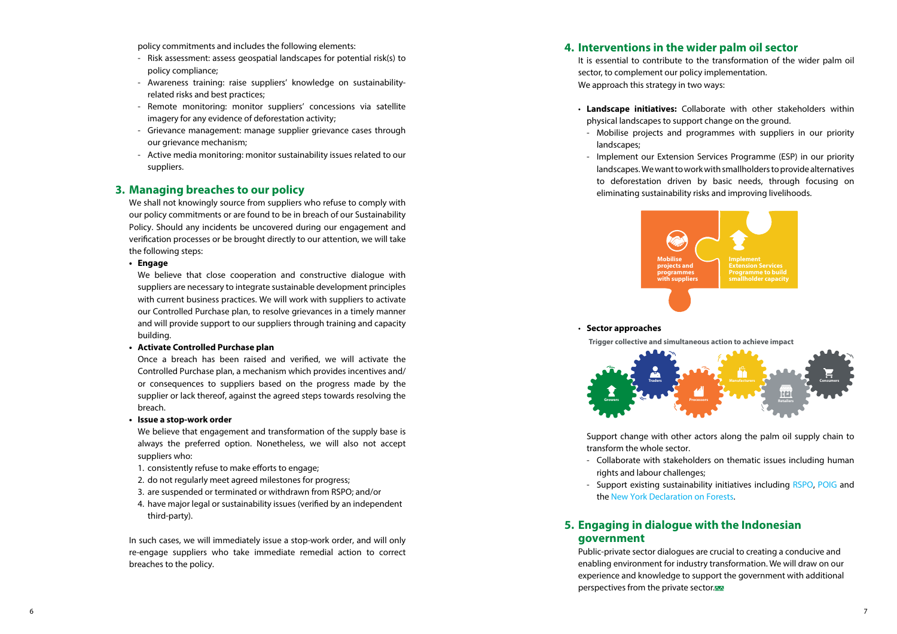policy commitments and includes the following elements:

- Risk assessment: assess geospatial landscapes for potential risk(s) to policy compliance;
- Awareness training: raise suppliers' knowledge on sustainability-related risks and best practices;
- Remote monitoring: monitor suppliers' concessions via satellite imagery for any evidence of deforestation activity;
- Grievance management: manage supplier grievance cases through our grievance mechanism;
- Active media monitoring: monitor sustainability issues related to our suppliers.

## 3. Managing breaches to our policy

We shall not knowingly source from suppliers who refuse to comply with our policy commitments or are found to be in breach of our Sustainability Policy. Should any incidents be uncovered during our engagement and verification processes or be brought directly to our attention, we will take the following steps:

- **Engage**

  We believe that close cooperation and constructive dialogue with suppliers are necessary to integrate sustainable development principles with current business practices. We will work with suppliers to activate our Controlled Purchase plan, to resolve grievances in a timely manner and will provide support to our suppliers through training and capacity building.

- **Activate Controlled Purchase plan**

  Once a breach has been raised and verified, we will activate the Controlled Purchase plan, a mechanism which provides incentives and/or consequences to suppliers based on the progress made by the supplier or lack thereof, against the agreed steps towards resolving the breach.

- **Issue a stop-work order**

  We believe that engagement and transformation of the supply base is always the preferred option. Nonetheless, we will also not accept suppliers who:

  1. consistently refuse to make efforts to engage;
  2. do not regularly meet agreed milestones for progress;
  3. are suspended or terminated or withdrawn from RSPO; and/or
  4. have major legal or sustainability issues (verified by an independent third-party).

In such cases, we will immediately issue a stop-work order, and will only re-engage suppliers who take immediate remedial action to correct breaches to the policy.

## 4. Interventions in the wider palm oil sector

It is essential to contribute to the transformation of the wider palm oil sector, to complement our policy implementation.
We approach this strategy in two ways:

- **Landscape initiatives:** Collaborate with other stakeholders within physical landscapes to support change on the ground.
  - Mobilise projects and programmes with suppliers in our priority landscapes;
  - Implement our Extension Services Programme (ESP) in our priority landscapes. We want to work with smallholders to provide alternatives to deforestation driven by basic needs, through focusing on eliminating sustainability risks and improving livelihoods.

**Mobilise projects and programmes with suppliers**

**Implement Extension Services Programme to build smallholder capacity**

- **Sector approaches**

**Trigger collective and simultaneous action to achieve impact**

Growers — Traders — Processors — Manufacturers — Retailers — Consumers

Support change with other actors along the palm oil supply chain to transform the whole sector.

- Collaborate with stakeholders on thematic issues including human rights and labour challenges;
- Support existing sustainability initiatives including RSPO, POIG and the New York Declaration on Forests.

## 5. Engaging in dialogue with the Indonesian government

Public-private sector dialogues are crucial to creating a conducive and enabling environment for industry transformation. We will draw on our experience and knowledge to support the government with additional perspectives from the private sector.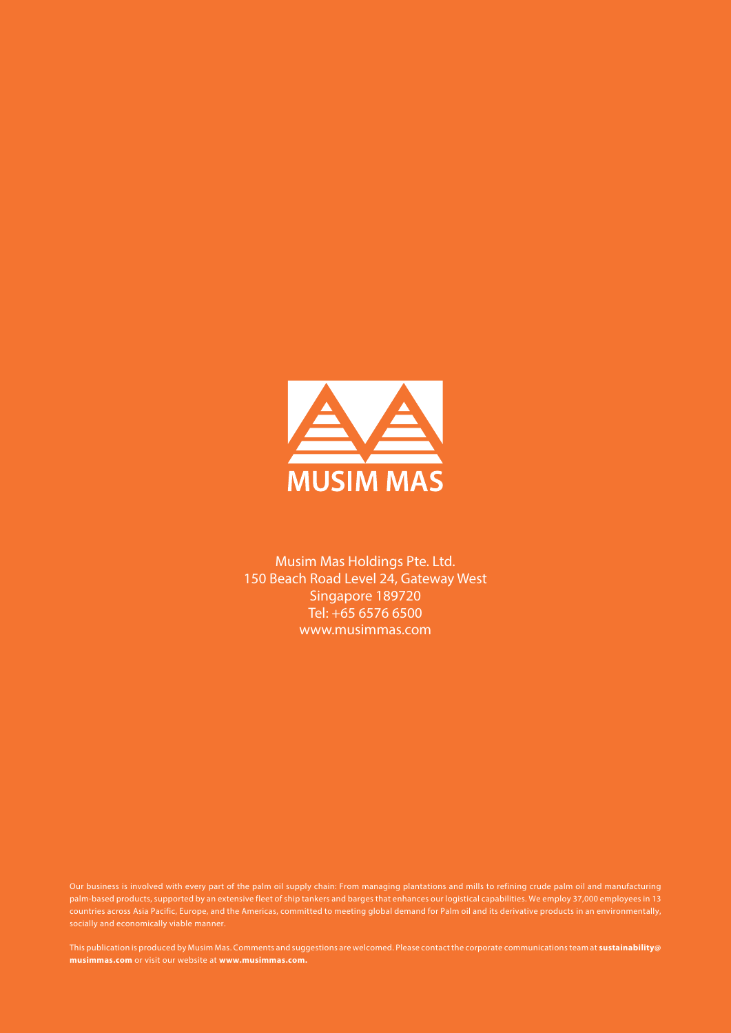MUSIM MAS

Musim Mas Holdings Pte. Ltd.
150 Beach Road Level 24, Gateway West
Singapore 189720
Tel: +65 6576 6500
www.musimmas.com

Our business is involved with every part of the palm oil supply chain: From managing plantations and mills to refining crude palm oil and manufacturing palm-based products, supported by an extensive fleet of ship tankers and barges that enhances our logistical capabilities. We employ 37,000 employees in 13 countries across Asia Pacific, Europe, and the Americas, committed to meeting global demand for Palm oil and its derivative products in an environmentally, socially and economically viable manner.

This publication is produced by Musim Mas. Comments and suggestions are welcomed. Please contact the corporate communications team at **sustainability@musimmas.com** or visit our website at **www.musimmas.com.**